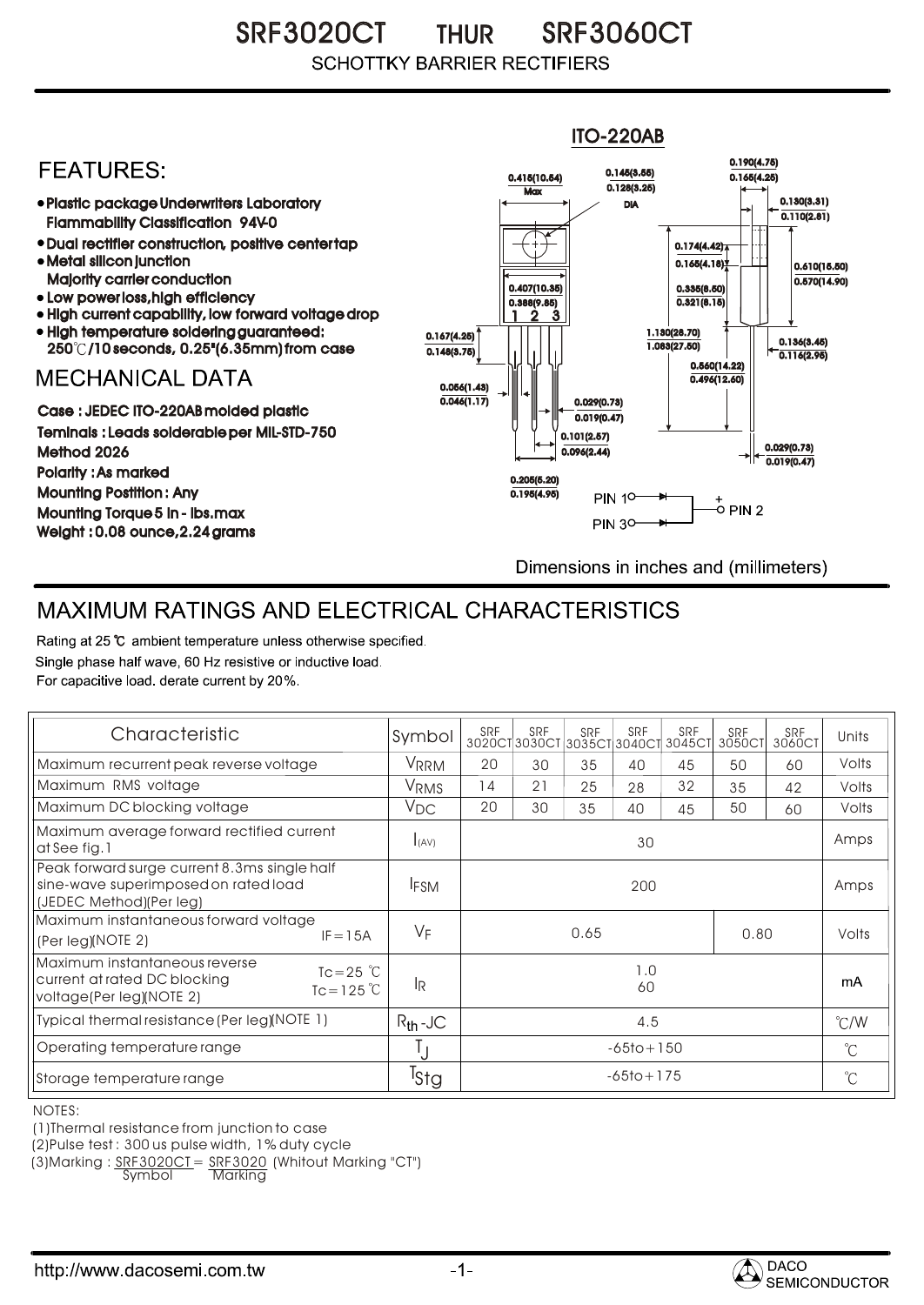# SRF3020CT THUR SRF3060CT

## SCHOTTKY BARRIER RECTIFIERS

## FEATURES:

- Plastic package Underwriters Laboratory Flammability Classification 94V-0
- Dual rectifier construction, positive center tap
- Metal silicon junction Majority carrier conduction
- Low power loss, high efficiency
- High current capability, low forward voltage drop
- High temperature soldering guaranteed: 250℃/10 seconds, 0.25"(6.35mm) from case

## MECHANICAL DATA

Case : JEDEC ITO-220AB molded plastic

Teminals : Leads solderable per MIL-STD-750 Method 2026

Polarity : As marked

Mounting Postition : Any

Mounting Torque 5 in - lbs.max

Weight : 0.08 ounce, 2.24 grams

ITO-220AB

PIN 1, PIN 3 → PIN 2 (+)

Dimensions in inches and (millimeters)

## MAXIMUM RATINGS AND ELECTRICAL CHARACTERISTICS

Rating at 25 ℃ ambient temperature unless otherwise specified.
Single phase half wave, 60 Hz resistive or inductive load.
For capacitive load. derate current by 20%.

| Characteristic | Symbol | SRF 3020CT | SRF 3030CT | SRF 3035CT | SRF 3040CT | SRF 3045CT | SRF 3050CT | SRF 3060CT | Units |
|---|---|---|---|---|---|---|---|---|---|
| Maximum recurrent peak reverse voltage | $V_{RRM}$ | 20 | 30 | 35 | 40 | 45 | 50 | 60 | Volts |
| Maximum RMS voltage | $V_{RMS}$ | 14 | 21 | 25 | 28 | 32 | 35 | 42 | Volts |
| Maximum DC blocking voltage | $V_{DC}$ | 20 | 30 | 35 | 40 | 45 | 50 | 60 | Volts |
| Maximum average forward rectified current at See fig.1 | $I_{(AV)}$ | 30 | | | | | | | Amps |
| Peak forward surge current 8.3ms single half sine-wave superimposed on rated load (JEDEC Method)(Per leg) | $I_{FSM}$ | 200 | | | | | | | Amps |
| Maximum instantaneous forward voltage (Per leg)(NOTE 2) IF=15A | $V_F$ | 0.65 | | | | | 0.80 | | Volts |
| Maximum instantaneous reverse current at rated DC blocking voltage(Per leg)(NOTE 2) Tc=25 ℃ / Tc=125 ℃ | $I_R$ | 1.0 / 60 | | | | | | | mA |
| Typical thermal resistance (Per leg)(NOTE 1) | $R_{th}$-JC | 4.5 | | | | | | | ℃/W |
| Operating temperature range | $T_J$ | -65to+150 | | | | | | | ℃ |
| Storage temperature range | $T_{Stg}$ | -65to+175 | | | | | | | ℃ |

NOTES:

(1)Thermal resistance from junction to case

(2)Pulse test : 300 us pulse width, 1% duty cycle

(3)Marking : SRF3020CT = SRF3020 (Whitout Marking "CT")
Symbol Marking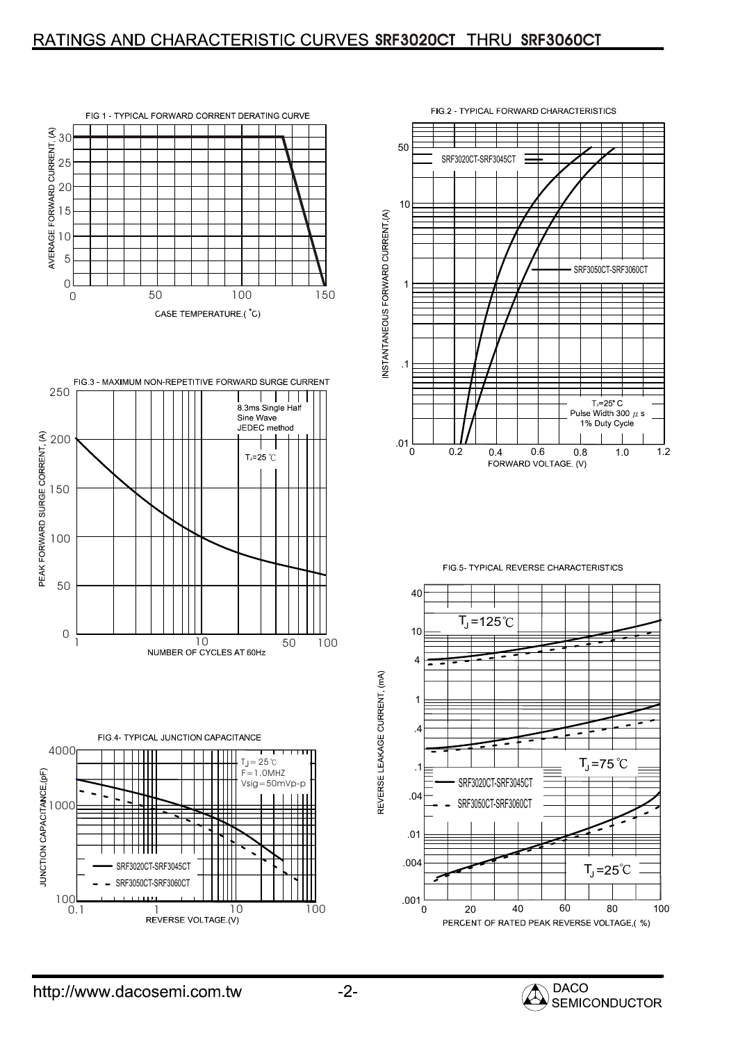# RATINGS AND CHARACTERISTIC CURVES SRF3020CT THRU SRF3060CT

FIG 1 - TYPICAL FORWARD CORRENT DERATING CURVE

AVERAGE FORWARD CURRENT, (A)

30
25
20
15
10
5
0

0 50 100 150

CASE TEMPERATURE.( °C)

FIG.2 - TYPICAL FORWARD CHARACTERISTICS

INSTANTANEOUS FORWARD CURRENT,(A)

50
10
1
.1
.01

0 0.2 0.4 0.6 0.8 1.0 1.2

FORWARD VOLTAGE. (V)

SRF3020CT-SRF3045CT

SRF3050CT-SRF3060CT

$T_J$=25° C
Pulse Width 300 μ s
1% Duty Cycle

FIG.3 - MAXIMUM NON-REPETITIVE FORWARD SURGE CURRENT

PEAK FORWARD SURGE CORRENT, (A)

250
200
150
100
50
0

1 10 50 100

NUMBER OF CYCLES AT 60Hz

8.3ms Single Half
Sine Wave
JEDEC method

$T_J$=25 ℃

FIG.4- TYPICAL JUNCTION CAPACITANCE

JUNCTION CAPACITANCE,(pF)

4000
1000
100

0.1 1 10 100

REVERSE VOLTAGE.(V)

$T_J$= 25 ℃
F=1.0MHZ
Vsig=50mVp-p

SRF3020CT-SRF3045CT

SRF3050CT-SRF3060CT

FIG.5- TYPICAL REVERSE CHARACTERISTICS

REVERSE LEAKAGE CURRENT, (mA)

40
10
4
1
.4
.1
.04
.01
.004
.001

0 20 40 60 80 100

PERCENT OF RATED PEAK REVERSE VOLTAGE,( %)

$T_J$=125℃

$T_J$=75℃

$T_J$=25℃

SRF3020CT-SRF3045CT

SRF3050CT-SRF3060CT

http://www.dacosemi.com.tw

DACO SEMICONDUCTOR